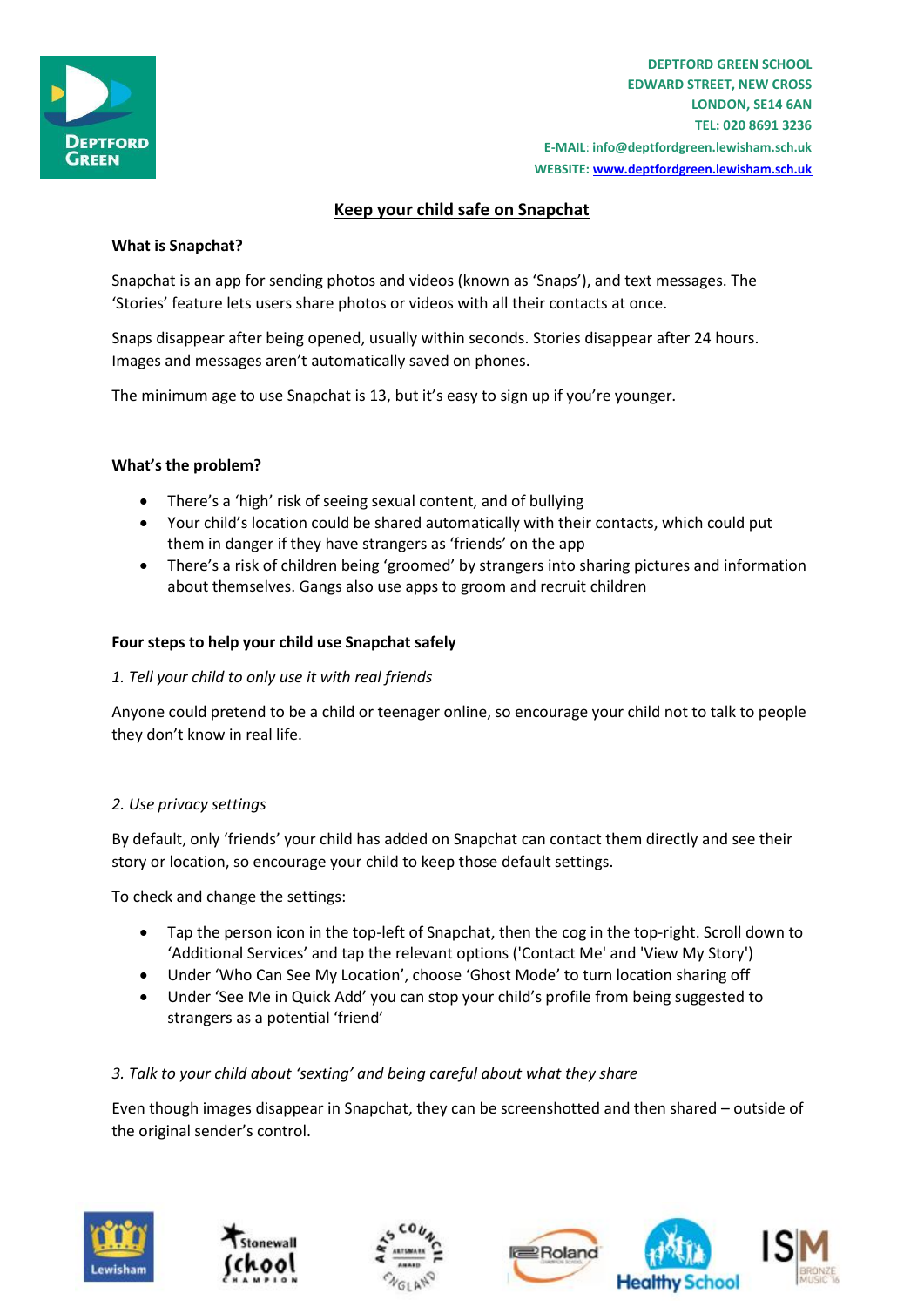DEPTFORD GREEN SCHOOL
EDWARD STREET, NEW CROSS
LONDON, SE14 6AN
TEL: 020 8691 3236
E-MAIL: info@deptfordgreen.lewisham.sch.uk
WEBSITE: www.deptfordgreen.lewisham.sch.uk

# Keep your child safe on Snapchat

**What is Snapchat?**

Snapchat is an app for sending photos and videos (known as 'Snaps'), and text messages. The 'Stories' feature lets users share photos or videos with all their contacts at once.

Snaps disappear after being opened, usually within seconds. Stories disappear after 24 hours. Images and messages aren't automatically saved on phones.

The minimum age to use Snapchat is 13, but it's easy to sign up if you're younger.

**What's the problem?**

- There's a 'high' risk of seeing sexual content, and of bullying
- Your child's location could be shared automatically with their contacts, which could put them in danger if they have strangers as 'friends' on the app
- There's a risk of children being 'groomed' by strangers into sharing pictures and information about themselves. Gangs also use apps to groom and recruit children

**Four steps to help your child use Snapchat safely**

*1. Tell your child to only use it with real friends*

Anyone could pretend to be a child or teenager online, so encourage your child not to talk to people they don't know in real life.

*2. Use privacy settings*

By default, only 'friends' your child has added on Snapchat can contact them directly and see their story or location, so encourage your child to keep those default settings.

To check and change the settings:

- Tap the person icon in the top-left of Snapchat, then the cog in the top-right. Scroll down to 'Additional Services' and tap the relevant options ('Contact Me' and 'View My Story')
- Under 'Who Can See My Location', choose 'Ghost Mode' to turn location sharing off
- Under 'See Me in Quick Add' you can stop your child's profile from being suggested to strangers as a potential 'friend'

*3. Talk to your child about 'sexting' and being careful about what they share*

Even though images disappear in Snapchat, they can be screenshotted and then shared – outside of the original sender's control.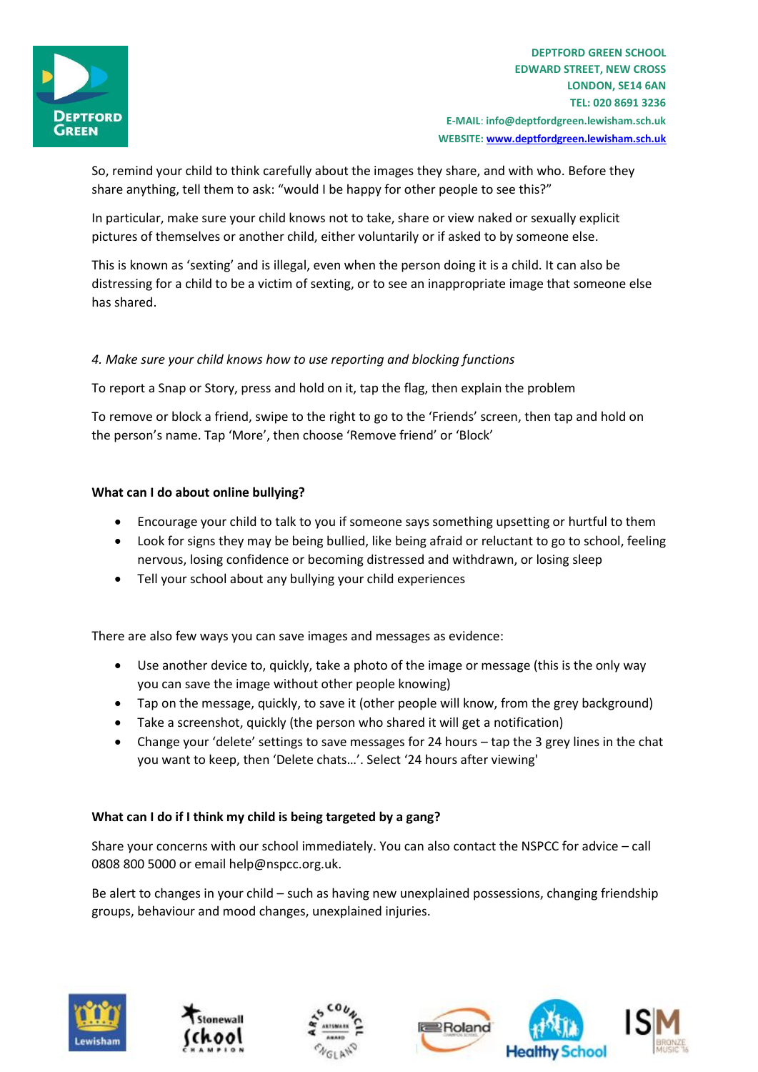So, remind your child to think carefully about the images they share, and with who. Before they share anything, tell them to ask: "would I be happy for other people to see this?"

In particular, make sure your child knows not to take, share or view naked or sexually explicit pictures of themselves or another child, either voluntarily or if asked to by someone else.

This is known as 'sexting' and is illegal, even when the person doing it is a child. It can also be distressing for a child to be a victim of sexting, or to see an inappropriate image that someone else has shared.

*4. Make sure your child knows how to use reporting and blocking functions*

To report a Snap or Story, press and hold on it, tap the flag, then explain the problem

To remove or block a friend, swipe to the right to go to the 'Friends' screen, then tap and hold on the person's name. Tap 'More', then choose 'Remove friend' or 'Block'

**What can I do about online bullying?**

- Encourage your child to talk to you if someone says something upsetting or hurtful to them
- Look for signs they may be being bullied, like being afraid or reluctant to go to school, feeling nervous, losing confidence or becoming distressed and withdrawn, or losing sleep
- Tell your school about any bullying your child experiences

There are also few ways you can save images and messages as evidence:

- Use another device to, quickly, take a photo of the image or message (this is the only way you can save the image without other people knowing)
- Tap on the message, quickly, to save it (other people will know, from the grey background)
- Take a screenshot, quickly (the person who shared it will get a notification)
- Change your 'delete' settings to save messages for 24 hours – tap the 3 grey lines in the chat you want to keep, then 'Delete chats…'. Select '24 hours after viewing'

**What can I do if I think my child is being targeted by a gang?**

Share your concerns with our school immediately. You can also contact the NSPCC for advice – call 0808 800 5000 or email help@nspcc.org.uk.

Be alert to changes in your child – such as having new unexplained possessions, changing friendship groups, behaviour and mood changes, unexplained injuries.